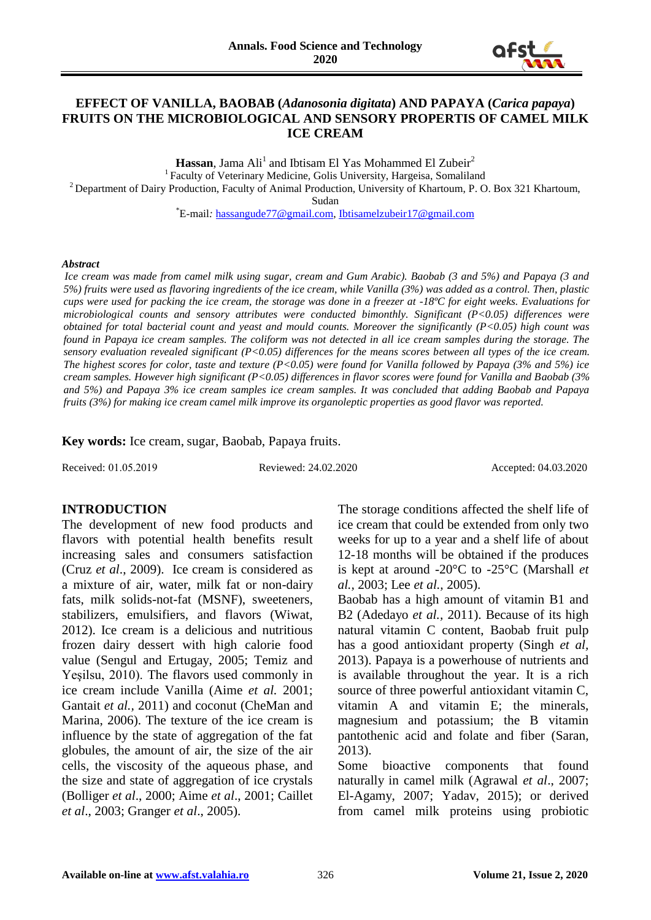# EFFECT OF VANILLA, BAOBAB (*Adanosonia digitata*) AND PAPAYA (*Carica papaya*) FRUITS ON THE MICROBIOLOGICAL AND SENSORY PROPERTIS OF CAMEL MILK ICE CREAM

**Hassan**, Jama Ali[1] and Ibtisam El Yas Mohammed El Zubeir[2]

[1] Faculty of Veterinary Medicine, Golis University, Hargeisa, Somaliland

[2] Department of Dairy Production, Faculty of Animal Production, University of Khartoum, P. O. Box 321 Khartoum, Sudan

[*]E-mail: hassangude77@gmail.com, Ibtisamelzubeir17@gmail.com

### *Abstract*

*Ice cream was made from camel milk using sugar, cream and Gum Arabic). Baobab (3 and 5%) and Papaya (3 and 5%) fruits were used as flavoring ingredients of the ice cream, while Vanilla (3%) was added as a control. Then, plastic cups were used for packing the ice cream, the storage was done in a freezer at -18ºC for eight weeks. Evaluations for microbiological counts and sensory attributes were conducted bimonthly. Significant (P<0.05) differences were obtained for total bacterial count and yeast and mould counts. Moreover the significantly (P<0.05) high count was found in Papaya ice cream samples. The coliform was not detected in all ice cream samples during the storage. The sensory evaluation revealed significant (P<0.05) differences for the means scores between all types of the ice cream. The highest scores for color, taste and texture (P<0.05) were found for Vanilla followed by Papaya (3% and 5%) ice cream samples. However high significant (P<0.05) differences in flavor scores were found for Vanilla and Baobab (3% and 5%) and Papaya 3% ice cream samples ice cream samples. It was concluded that adding Baobab and Papaya fruits (3%) for making ice cream camel milk improve its organoleptic properties as good flavor was reported.*

**Key words:** Ice cream, sugar, Baobab, Papaya fruits.

Received: 01.05.2019 Reviewed: 24.02.2020 Accepted: 04.03.2020

## INTRODUCTION

The development of new food products and flavors with potential health benefits result increasing sales and consumers satisfaction (Cruz *et al*., 2009). Ice cream is considered as a mixture of air, water, milk fat or non-dairy fats, milk solids-not-fat (MSNF), sweeteners, stabilizers, emulsifiers, and flavors (Wiwat, 2012). Ice cream is a delicious and nutritious frozen dairy dessert with high calorie food value (Sengul and Ertugay, 2005; Temiz and Yeşilsu, 2010). The flavors used commonly in ice cream include Vanilla (Aime *et al.* 2001; Gantait *et al.,* 2011) and coconut (CheMan and Marina, 2006). The texture of the ice cream is influence by the state of aggregation of the fat globules, the amount of air, the size of the air cells, the viscosity of the aqueous phase, and the size and state of aggregation of ice crystals (Bolliger *et al*., 2000; Aime *et al*., 2001; Caillet *et al*., 2003; Granger *et al*., 2005).

The storage conditions affected the shelf life of ice cream that could be extended from only two weeks for up to a year and a shelf life of about 12-18 months will be obtained if the produces is kept at around -20°C to -25°C (Marshall *et al.*, 2003; Lee *et al.,* 2005).

Baobab has a high amount of vitamin B1 and B2 (Adedayo *et al.,* 2011). Because of its high natural vitamin C content, Baobab fruit pulp has a good antioxidant property (Singh *et al*, 2013). Papaya is a powerhouse of nutrients and is available throughout the year. It is a rich source of three powerful antioxidant vitamin C, vitamin A and vitamin E; the minerals, magnesium and potassium; the B vitamin pantothenic acid and folate and fiber (Saran, 2013).

Some bioactive components that found naturally in camel milk (Agrawal *et al*., 2007; El-Agamy, 2007; Yadav, 2015); or derived from camel milk proteins using probiotic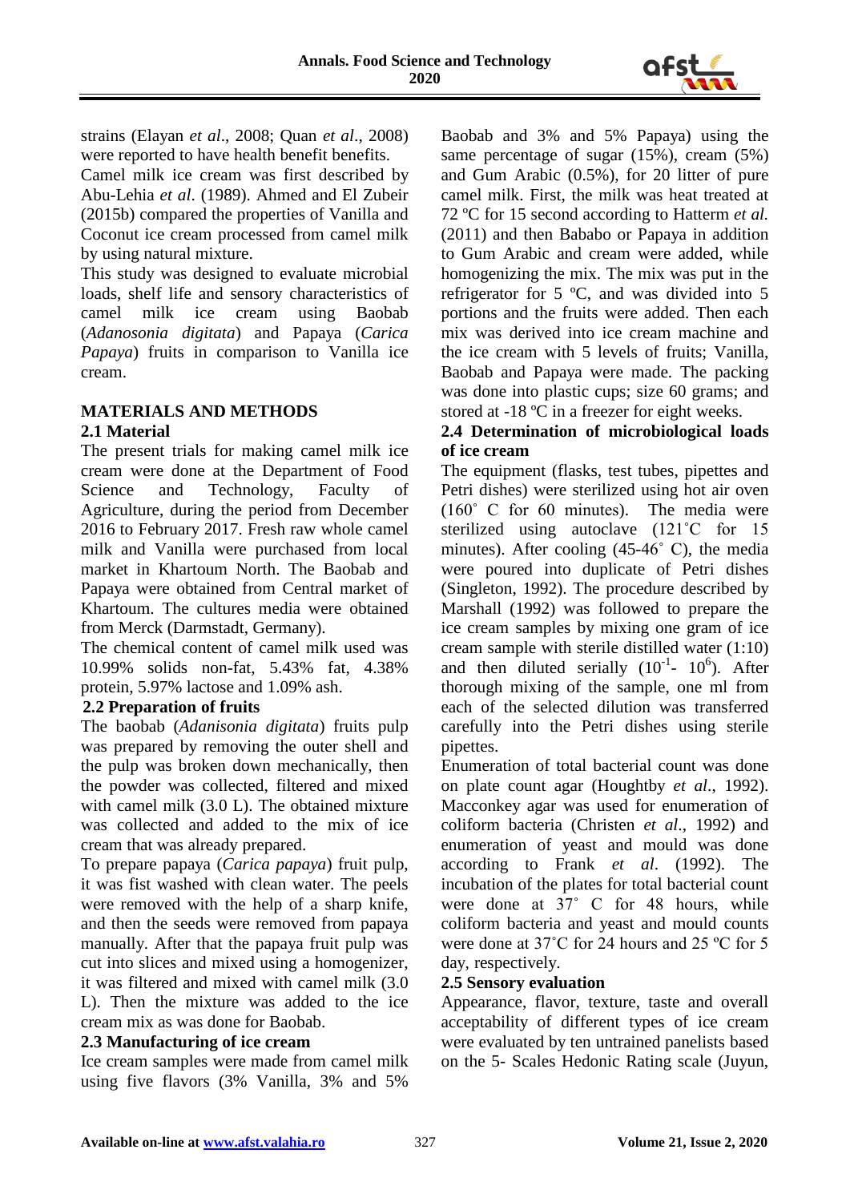strains (Elayan *et al*., 2008; Quan *et al*., 2008) were reported to have health benefit benefits.

Camel milk ice cream was first described by Abu-Lehia *et al*. (1989). Ahmed and El Zubeir (2015b) compared the properties of Vanilla and Coconut ice cream processed from camel milk by using natural mixture.

This study was designed to evaluate microbial loads, shelf life and sensory characteristics of camel milk ice cream using Baobab (*Adanosonia digitata*) and Papaya (*Carica Papaya*) fruits in comparison to Vanilla ice cream.

## MATERIALS AND METHODS

### 2.1 Material

The present trials for making camel milk ice cream were done at the Department of Food Science and Technology, Faculty of Agriculture, during the period from December 2016 to February 2017. Fresh raw whole camel milk and Vanilla were purchased from local market in Khartoum North. The Baobab and Papaya were obtained from Central market of Khartoum. The cultures media were obtained from Merck (Darmstadt, Germany).

The chemical content of camel milk used was 10.99% solids non-fat, 5.43% fat, 4.38% protein, 5.97% lactose and 1.09% ash.

### 2.2 Preparation of fruits

The baobab (*Adanisonia digitata*) fruits pulp was prepared by removing the outer shell and the pulp was broken down mechanically, then the powder was collected, filtered and mixed with camel milk (3.0 L). The obtained mixture was collected and added to the mix of ice cream that was already prepared.

To prepare papaya (*Carica papaya*) fruit pulp, it was fist washed with clean water. The peels were removed with the help of a sharp knife, and then the seeds were removed from papaya manually. After that the papaya fruit pulp was cut into slices and mixed using a homogenizer, it was filtered and mixed with camel milk (3.0 L). Then the mixture was added to the ice cream mix as was done for Baobab.

### 2.3 Manufacturing of ice cream

Ice cream samples were made from camel milk using five flavors (3% Vanilla, 3% and 5% Baobab and 3% and 5% Papaya) using the same percentage of sugar (15%), cream (5%) and Gum Arabic (0.5%), for 20 litter of pure camel milk. First, the milk was heat treated at 72 ºC for 15 second according to Hatterm *et al.* (2011) and then Bababo or Papaya in addition to Gum Arabic and cream were added, while homogenizing the mix. The mix was put in the refrigerator for 5 ºC, and was divided into 5 portions and the fruits were added. Then each mix was derived into ice cream machine and the ice cream with 5 levels of fruits; Vanilla, Baobab and Papaya were made. The packing was done into plastic cups; size 60 grams; and stored at -18 ºC in a freezer for eight weeks.

### 2.4 Determination of microbiological loads of ice cream

The equipment (flasks, test tubes, pipettes and Petri dishes) were sterilized using hot air oven (160˚ C for 60 minutes). The media were sterilized using autoclave (121˚C for 15 minutes). After cooling (45-46˚ C), the media were poured into duplicate of Petri dishes (Singleton, 1992). The procedure described by Marshall (1992) was followed to prepare the ice cream samples by mixing one gram of ice cream sample with sterile distilled water (1:10) and then diluted serially ($10^{-1}$- $10^{6}$). After thorough mixing of the sample, one ml from each of the selected dilution was transferred carefully into the Petri dishes using sterile pipettes.

Enumeration of total bacterial count was done on plate count agar (Houghtby *et al*., 1992). Macconkey agar was used for enumeration of coliform bacteria (Christen *et al*., 1992) and enumeration of yeast and mould was done according to Frank *et al*. (1992). The incubation of the plates for total bacterial count were done at 37˚ C for 48 hours, while coliform bacteria and yeast and mould counts were done at 37˚C for 24 hours and 25 ºC for 5 day, respectively.

### 2.5 Sensory evaluation

Appearance, flavor, texture, taste and overall acceptability of different types of ice cream were evaluated by ten untrained panelists based on the 5- Scales Hedonic Rating scale (Juyun,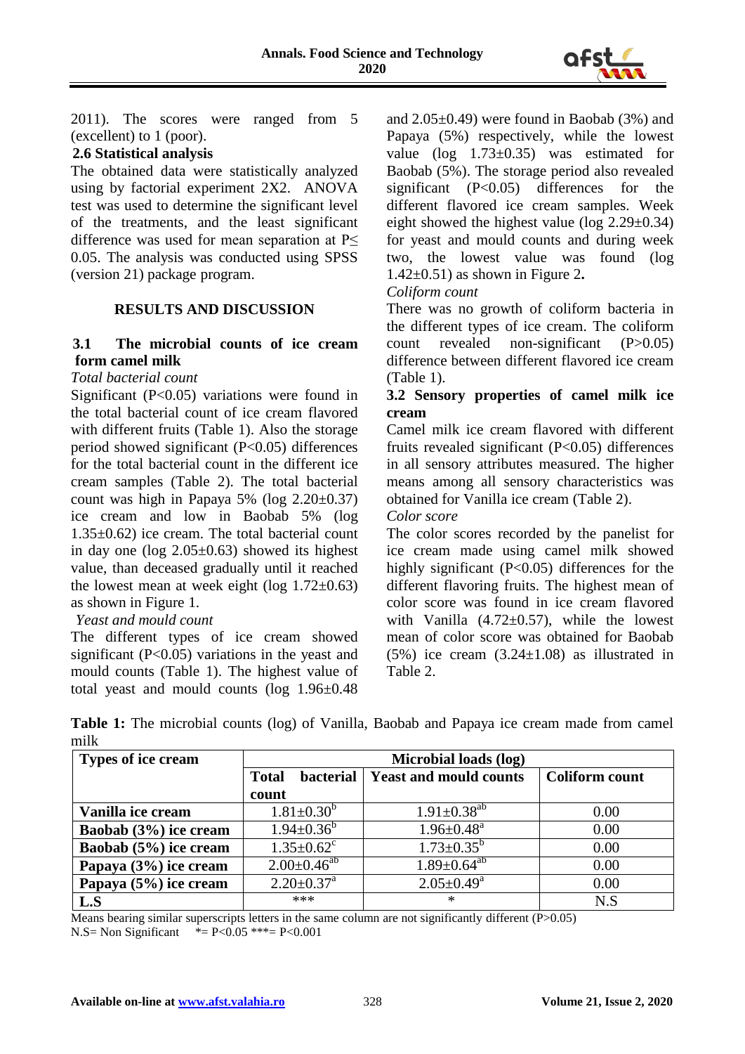2011). The scores were ranged from 5 (excellent) to 1 (poor).

### 2.6 Statistical analysis

The obtained data were statistically analyzed using by factorial experiment 2X2. ANOVA test was used to determine the significant level of the treatments, and the least significant difference was used for mean separation at P≤ 0.05. The analysis was conducted using SPSS (version 21) package program.

## RESULTS AND DISCUSSION

### 3.1 The microbial counts of ice cream form camel milk

*Total bacterial count*

Significant (P<0.05) variations were found in the total bacterial count of ice cream flavored with different fruits (Table 1). Also the storage period showed significant (P<0.05) differences for the total bacterial count in the different ice cream samples (Table 2). The total bacterial count was high in Papaya 5% (log 2.20±0.37) ice cream and low in Baobab 5% (log 1.35±0.62) ice cream. The total bacterial count in day one (log 2.05±0.63) showed its highest value, than deceased gradually until it reached the lowest mean at week eight (log 1.72±0.63) as shown in Figure 1.

*Yeast and mould count*

The different types of ice cream showed significant (P<0.05) variations in the yeast and mould counts (Table 1). The highest value of total yeast and mould counts (log 1.96±0.48 and 2.05±0.49) were found in Baobab (3%) and Papaya (5%) respectively, while the lowest value (log 1.73±0.35) was estimated for Baobab (5%). The storage period also revealed significant (P<0.05) differences for the different flavored ice cream samples. Week eight showed the highest value (log 2.29±0.34) for yeast and mould counts and during week two, the lowest value was found (log 1.42±0.51) as shown in Figure 2**.**

*Coliform count*

There was no growth of coliform bacteria in the different types of ice cream. The coliform count revealed non-significant (P>0.05) difference between different flavored ice cream (Table 1).

### 3.2 Sensory properties of camel milk ice cream

Camel milk ice cream flavored with different fruits revealed significant (P<0.05) differences in all sensory attributes measured. The higher means among all sensory characteristics was obtained for Vanilla ice cream (Table 2).

*Color score*

The color scores recorded by the panelist for ice cream made using camel milk showed highly significant (P<0.05) differences for the different flavoring fruits. The highest mean of color score was found in ice cream flavored with Vanilla (4.72±0.57), while the lowest mean of color score was obtained for Baobab (5%) ice cream (3.24±1.08) as illustrated in Table 2.

**Table 1:** The microbial counts (log) of Vanilla, Baobab and Papaya ice cream made from camel milk

| Types of ice cream | Microbial loads (log) | | |
|---|---|---|---|
| | Total bacterial count | Yeast and mould counts | Coliform count |
| **Vanilla ice cream** | 1.81±0.30[b] | 1.91±0.38[ab] | 0.00 |
| **Baobab (3%) ice cream** | 1.94±0.36[b] | 1.96±0.48[a] | 0.00 |
| **Baobab (5%) ice cream** | 1.35±0.62[c] | 1.73±0.35[b] | 0.00 |
| **Papaya (3%) ice cream** | 2.00±0.46[ab] | 1.89±0.64[ab] | 0.00 |
| **Papaya (5%) ice cream** | 2.20±0.37[a] | 2.05±0.49[a] | 0.00 |
| **L.S** | *** | * | N.S |

Means bearing similar superscripts letters in the same column are not significantly different (P>0.05)
N.S= Non Significant *= P<0.05 ***= P<0.001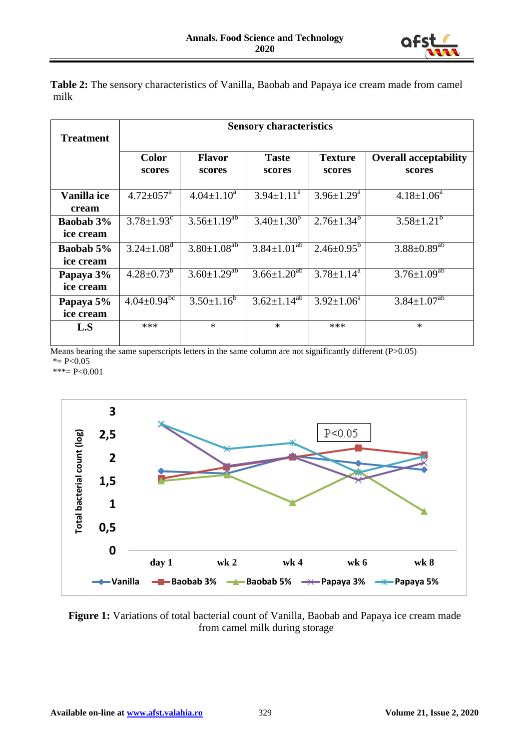**Table 2:** The sensory characteristics of Vanilla, Baobab and Papaya ice cream made from camel milk

| Treatment | Sensory characteristics | | | | |
|---|---|---|---|---|---|
| | Color scores | Flavor scores | Taste scores | Texture scores | Overall acceptability scores |
| Vanilla ice cream | $4.72{\pm}057^{a}$ | $4.04{\pm}1.10^{a}$ | $3.94{\pm}1.11^{a}$ | $3.96{\pm}1.29^{a}$ | $4.18{\pm}1.06^{a}$ |
| Baobab 3% ice cream | $3.78{\pm}1.93^{c}$ | $3.56{\pm}1.19^{ab}$ | $3.40{\pm}1.30^{b}$ | $2.76{\pm}1.34^{b}$ | $3.58{\pm}1.21^{b}$ |
| Baobab 5% ice cream | $3.24{\pm}1.08^{d}$ | $3.80{\pm}1.08^{ab}$ | $3.84{\pm}1.01^{ab}$ | $2.46{\pm}0.95^{b}$ | $3.88{\pm}0.89^{ab}$ |
| Papaya 3% ice cream | $4.28{\pm}0.73^{b}$ | $3.60{\pm}1.29^{ab}$ | $3.66{\pm}1.20^{ab}$ | $3.78{\pm}1.14^{a}$ | $3.76{\pm}1.09^{ab}$ |
| Papaya 5% ice cream | $4.04{\pm}0.94^{bc}$ | $3.50{\pm}1.16^{b}$ | $3.62{\pm}1.14^{ab}$ | $3.92{\pm}1.06^{a}$ | $3.84{\pm}1.07^{ab}$ |
| L.S | *** | * | * | *** | * |

Means bearing the same superscripts letters in the same column are not significantly different ($P>0.05$)
*= $P<0.05$
***= $P<0.001$

**Figure 1:** Variations of total bacterial count of Vanilla, Baobab and Papaya ice cream made from camel milk during storage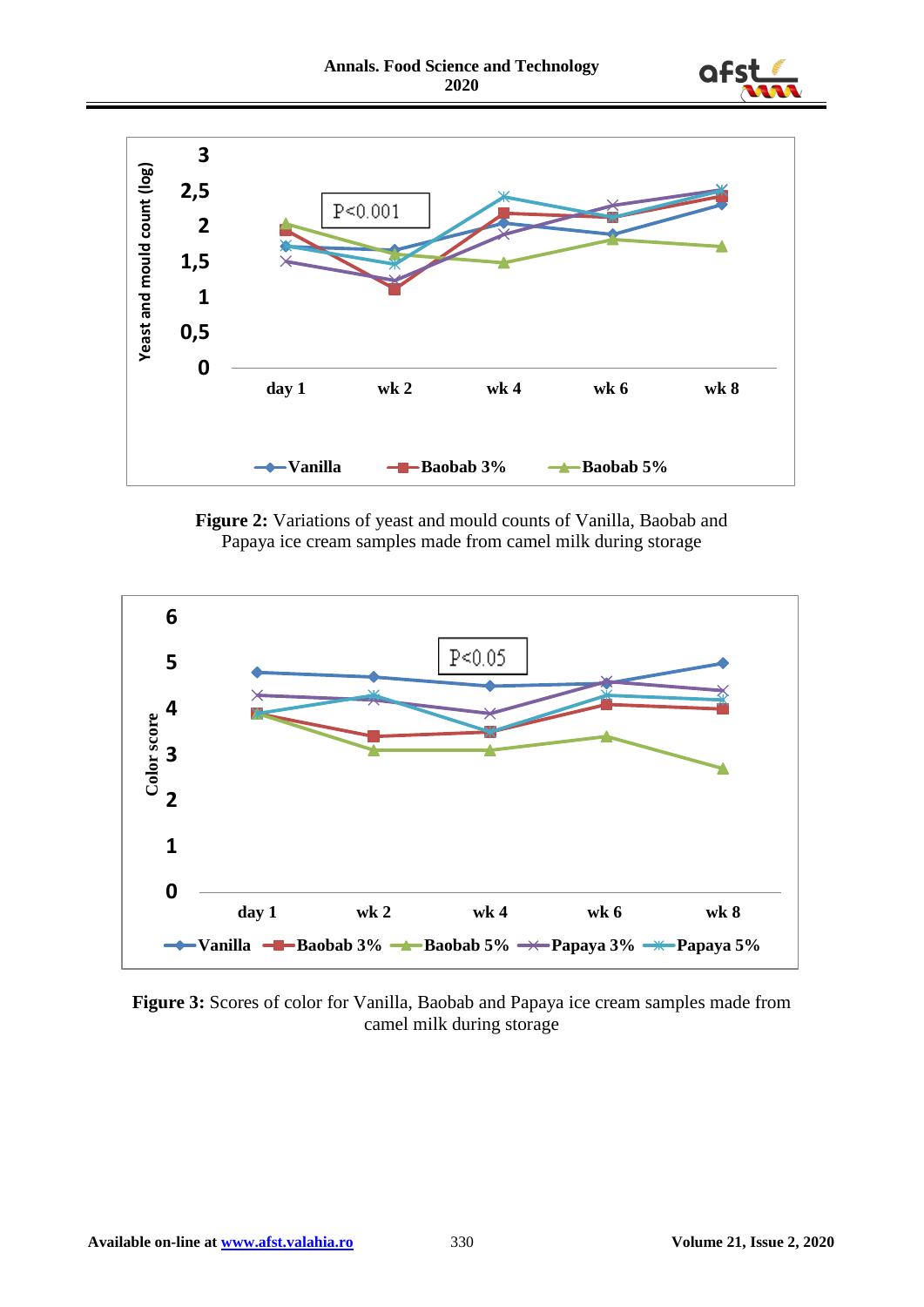Figure 2: Variations of yeast and mould counts of Vanilla, Baobab and Papaya ice cream samples made from camel milk during storage

Figure 3: Scores of color for Vanilla, Baobab and Papaya ice cream samples made from camel milk during storage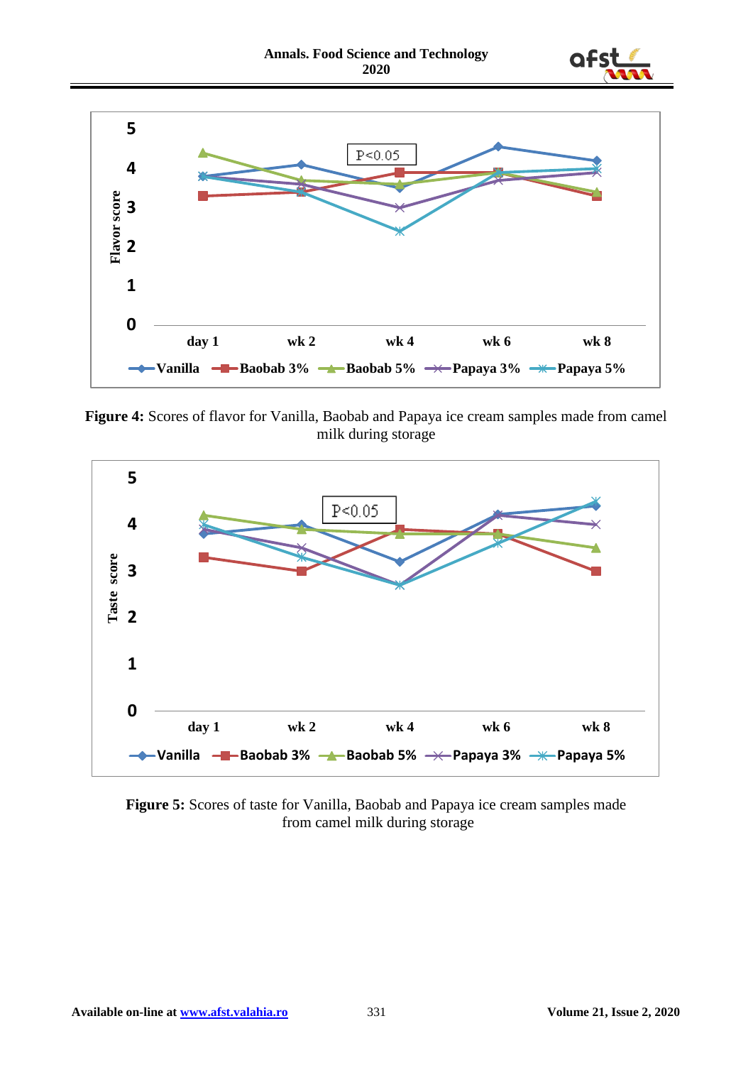**Figure 4:** Scores of flavor for Vanilla, Baobab and Papaya ice cream samples made from camel milk during storage

**Figure 5:** Scores of taste for Vanilla, Baobab and Papaya ice cream samples made from camel milk during storage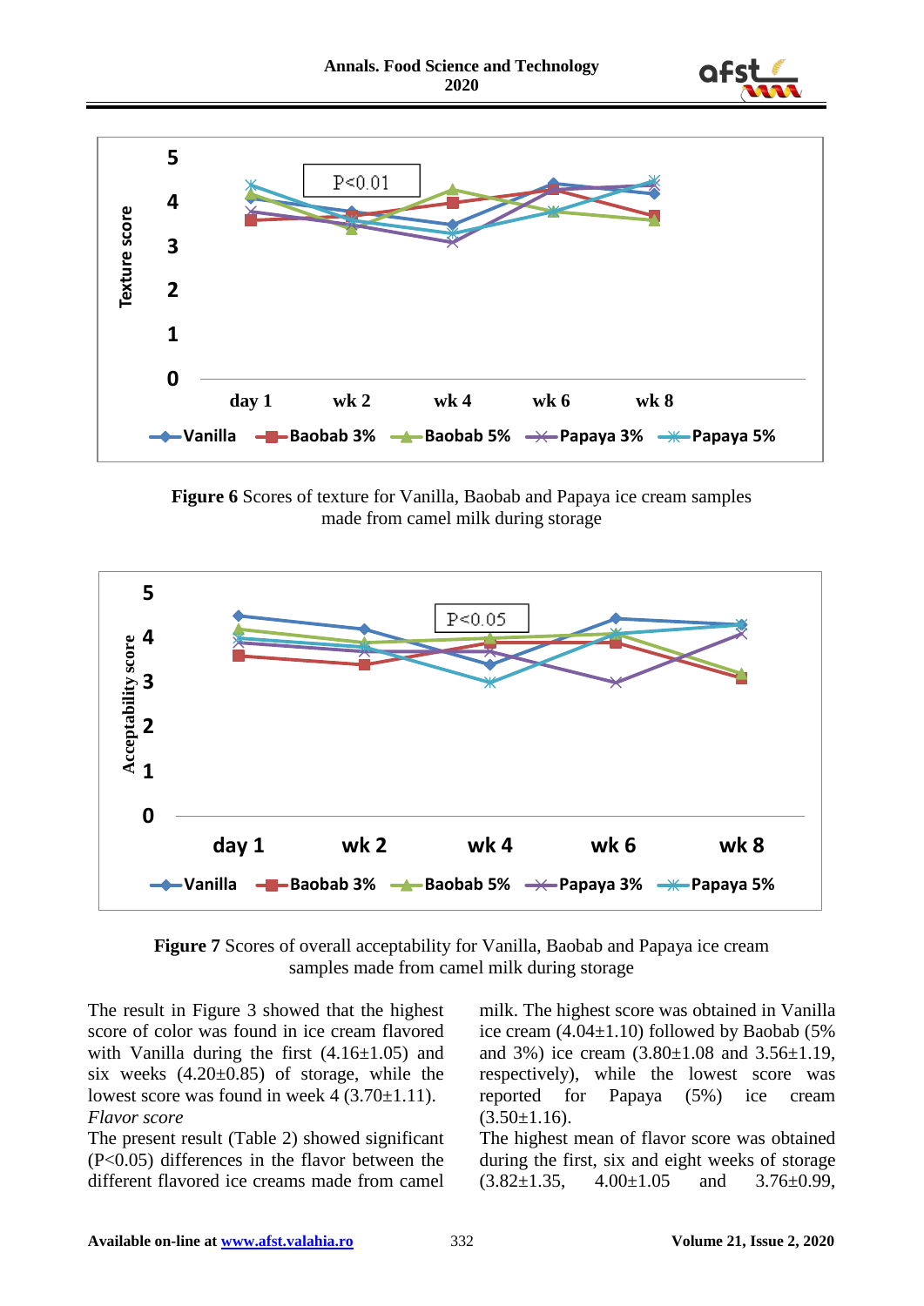Figure 6 Scores of texture for Vanilla, Baobab and Papaya ice cream samples made from camel milk during storage

Figure 7 Scores of overall acceptability for Vanilla, Baobab and Papaya ice cream samples made from camel milk during storage

The result in Figure 3 showed that the highest score of color was found in ice cream flavored with Vanilla during the first (4.16±1.05) and six weeks (4.20±0.85) of storage, while the lowest score was found in week 4 (3.70±1.11).

*Flavor score*

The present result (Table 2) showed significant ($P<0.05$) differences in the flavor between the different flavored ice creams made from camel milk. The highest score was obtained in Vanilla ice cream (4.04±1.10) followed by Baobab (5% and 3%) ice cream (3.80±1.08 and 3.56±1.19, respectively), while the lowest score was reported for Papaya (5%) ice cream (3.50±1.16).

The highest mean of flavor score was obtained during the first, six and eight weeks of storage (3.82±1.35, 4.00±1.05 and 3.76±0.99,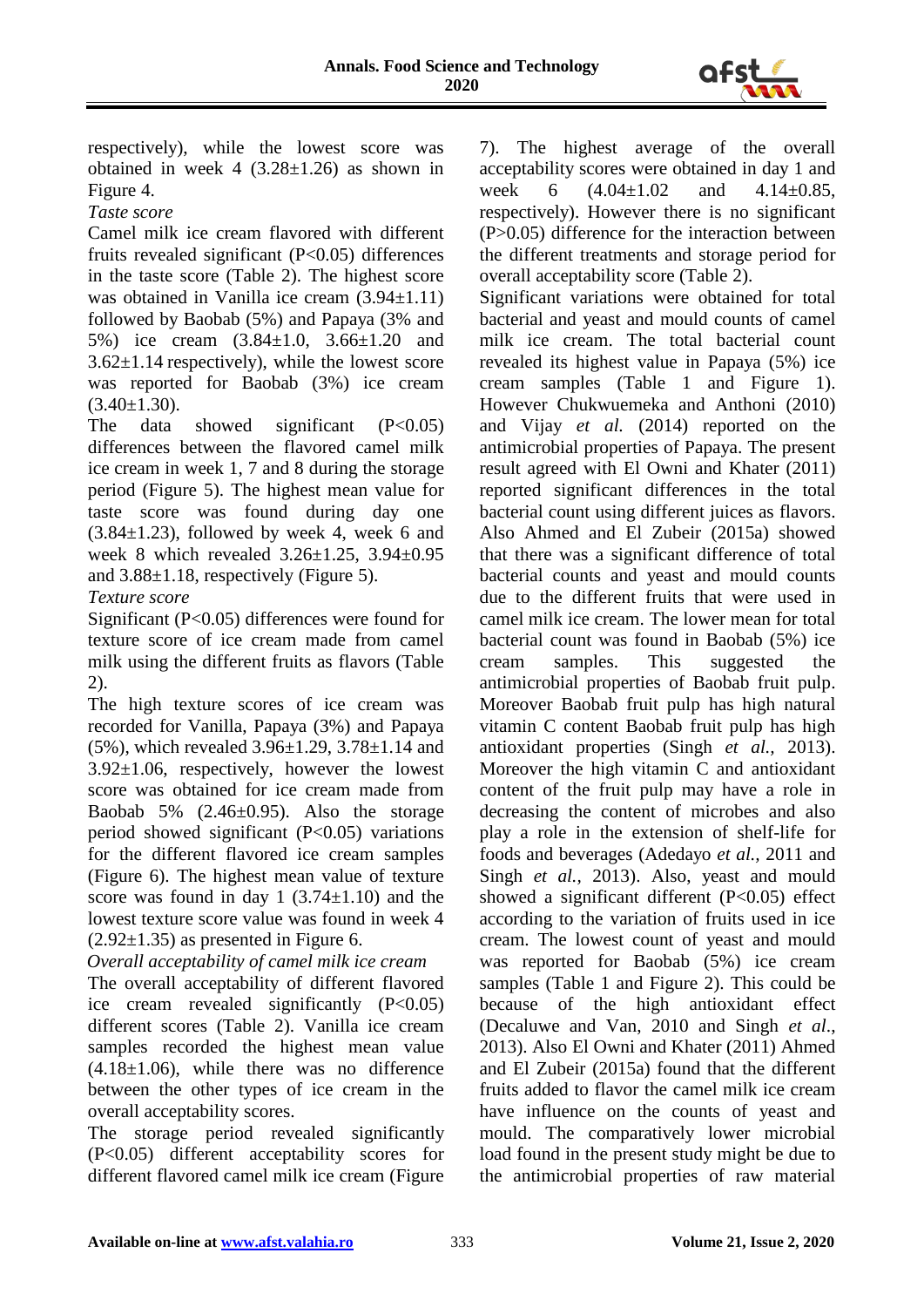respectively), while the lowest score was obtained in week 4 (3.28±1.26) as shown in Figure 4.

*Taste score*

Camel milk ice cream flavored with different fruits revealed significant ($P<0.05$) differences in the taste score (Table 2). The highest score was obtained in Vanilla ice cream (3.94±1.11) followed by Baobab (5%) and Papaya (3% and 5%) ice cream (3.84±1.0, 3.66±1.20 and 3.62±1.14 respectively), while the lowest score was reported for Baobab (3%) ice cream (3.40±1.30).

The data showed significant ($P<0.05$) differences between the flavored camel milk ice cream in week 1, 7 and 8 during the storage period (Figure 5). The highest mean value for taste score was found during day one (3.84±1.23), followed by week 4, week 6 and week 8 which revealed 3.26±1.25, 3.94±0.95 and 3.88±1.18, respectively (Figure 5).

*Texture score*

Significant ($P<0.05$) differences were found for texture score of ice cream made from camel milk using the different fruits as flavors (Table 2).

The high texture scores of ice cream was recorded for Vanilla, Papaya (3%) and Papaya (5%), which revealed 3.96±1.29, 3.78±1.14 and 3.92±1.06, respectively, however the lowest score was obtained for ice cream made from Baobab 5% (2.46±0.95). Also the storage period showed significant ($P<0.05$) variations for the different flavored ice cream samples (Figure 6). The highest mean value of texture score was found in day 1 (3.74±1.10) and the lowest texture score value was found in week 4 (2.92±1.35) as presented in Figure 6.

*Overall acceptability of camel milk ice cream*

The overall acceptability of different flavored ice cream revealed significantly ($P<0.05$) different scores (Table 2). Vanilla ice cream samples recorded the highest mean value (4.18±1.06), while there was no difference between the other types of ice cream in the overall acceptability scores.

The storage period revealed significantly ($P<0.05$) different acceptability scores for different flavored camel milk ice cream (Figure 7). The highest average of the overall acceptability scores were obtained in day 1 and week 6 (4.04±1.02 and 4.14±0.85, respectively). However there is no significant ($P>0.05$) difference for the interaction between the different treatments and storage period for overall acceptability score (Table 2).

Significant variations were obtained for total bacterial and yeast and mould counts of camel milk ice cream. The total bacterial count revealed its highest value in Papaya (5%) ice cream samples (Table 1 and Figure 1). However Chukwuemeka and Anthoni (2010) and Vijay *et al.* (2014) reported on the antimicrobial properties of Papaya. The present result agreed with El Owni and Khater (2011) reported significant differences in the total bacterial count using different juices as flavors. Also Ahmed and El Zubeir (2015a) showed that there was a significant difference of total bacterial counts and yeast and mould counts due to the different fruits that were used in camel milk ice cream. The lower mean for total bacterial count was found in Baobab (5%) ice cream samples. This suggested the antimicrobial properties of Baobab fruit pulp. Moreover Baobab fruit pulp has high natural vitamin C content Baobab fruit pulp has high antioxidant properties (Singh *et al.,* 2013). Moreover the high vitamin C and antioxidant content of the fruit pulp may have a role in decreasing the content of microbes and also play a role in the extension of shelf-life for foods and beverages (Adedayo *et al.,* 2011 and Singh *et al.,* 2013). Also, yeast and mould showed a significant different ($P<0.05$) effect according to the variation of fruits used in ice cream. The lowest count of yeast and mould was reported for Baobab (5%) ice cream samples (Table 1 and Figure 2). This could be because of the high antioxidant effect (Decaluwe and Van, 2010 and Singh *et al*., 2013). Also El Owni and Khater (2011) Ahmed and El Zubeir (2015a) found that the different fruits added to flavor the camel milk ice cream have influence on the counts of yeast and mould. The comparatively lower microbial load found in the present study might be due to the antimicrobial properties of raw material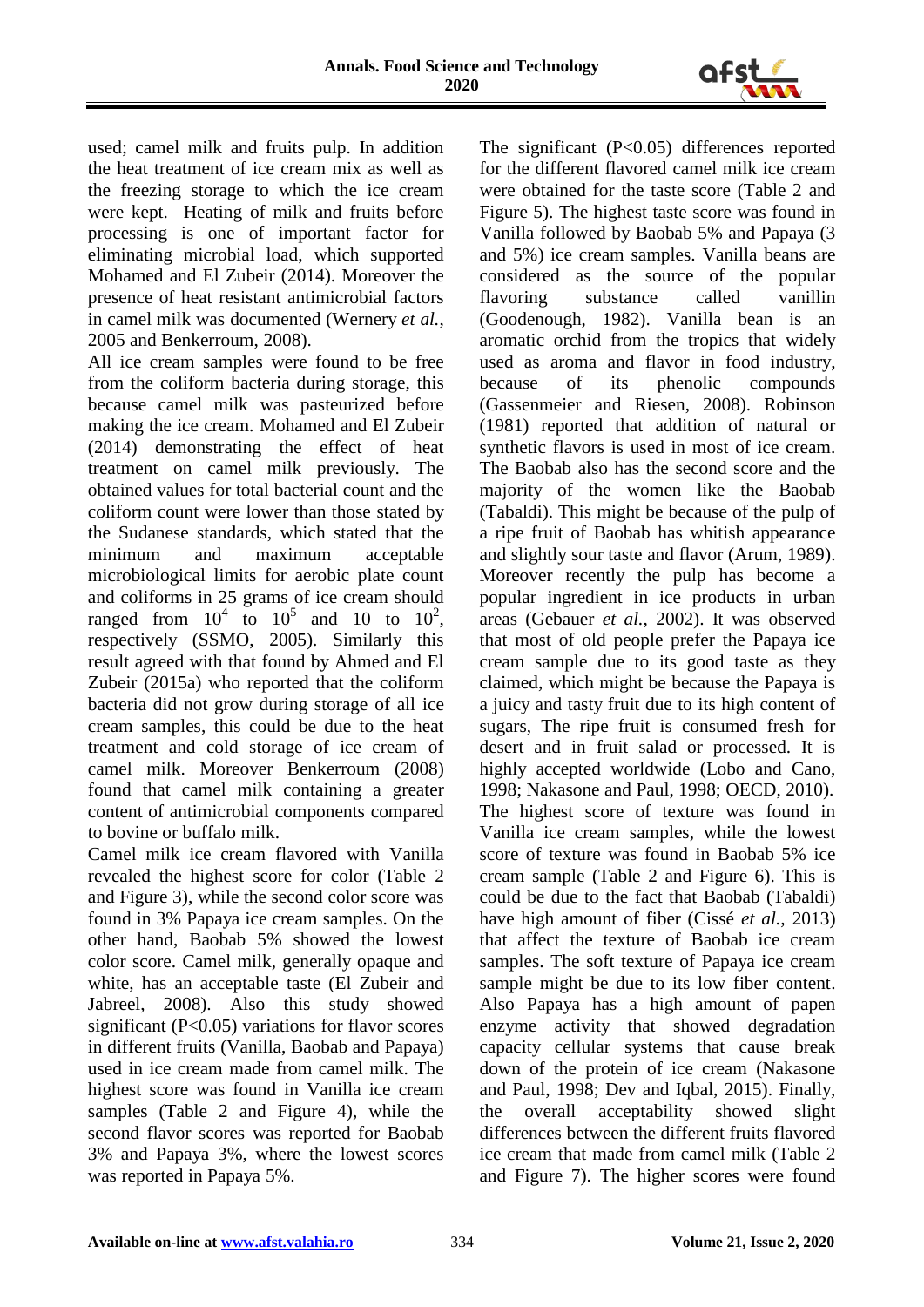used; camel milk and fruits pulp. In addition the heat treatment of ice cream mix as well as the freezing storage to which the ice cream were kept. Heating of milk and fruits before processing is one of important factor for eliminating microbial load, which supported Mohamed and El Zubeir (2014). Moreover the presence of heat resistant antimicrobial factors in camel milk was documented (Wernery *et al.*, 2005 and Benkerroum, 2008).

All ice cream samples were found to be free from the coliform bacteria during storage, this because camel milk was pasteurized before making the ice cream. Mohamed and El Zubeir (2014) demonstrating the effect of heat treatment on camel milk previously. The obtained values for total bacterial count and the coliform count were lower than those stated by the Sudanese standards, which stated that the minimum and maximum acceptable microbiological limits for aerobic plate count and coliforms in 25 grams of ice cream should ranged from $10^4$ to $10^5$ and 10 to $10^2$, respectively (SSMO, 2005). Similarly this result agreed with that found by Ahmed and El Zubeir (2015a) who reported that the coliform bacteria did not grow during storage of all ice cream samples, this could be due to the heat treatment and cold storage of ice cream of camel milk. Moreover Benkerroum (2008) found that camel milk containing a greater content of antimicrobial components compared to bovine or buffalo milk.

Camel milk ice cream flavored with Vanilla revealed the highest score for color (Table 2 and Figure 3), while the second color score was found in 3% Papaya ice cream samples. On the other hand, Baobab 5% showed the lowest color score. Camel milk, generally opaque and white, has an acceptable taste (El Zubeir and Jabreel, 2008). Also this study showed significant (P<0.05) variations for flavor scores in different fruits (Vanilla, Baobab and Papaya) used in ice cream made from camel milk. The highest score was found in Vanilla ice cream samples (Table 2 and Figure 4), while the second flavor scores was reported for Baobab 3% and Papaya 3%, where the lowest scores was reported in Papaya 5%.

The significant (P<0.05) differences reported for the different flavored camel milk ice cream were obtained for the taste score (Table 2 and Figure 5). The highest taste score was found in Vanilla followed by Baobab 5% and Papaya (3 and 5%) ice cream samples. Vanilla beans are considered as the source of the popular flavoring substance called vanillin (Goodenough, 1982). Vanilla bean is an aromatic orchid from the tropics that widely used as aroma and flavor in food industry, because of its phenolic compounds (Gassenmeier and Riesen, 2008). Robinson (1981) reported that addition of natural or synthetic flavors is used in most of ice cream. The Baobab also has the second score and the majority of the women like the Baobab (Tabaldi). This might be because of the pulp of a ripe fruit of Baobab has whitish appearance and slightly sour taste and flavor (Arum, 1989). Moreover recently the pulp has become a popular ingredient in ice products in urban areas (Gebauer *et al.*, 2002). It was observed that most of old people prefer the Papaya ice cream sample due to its good taste as they claimed, which might be because the Papaya is a juicy and tasty fruit due to its high content of sugars, The ripe fruit is consumed fresh for desert and in fruit salad or processed. It is highly accepted worldwide (Lobo and Cano, 1998; Nakasone and Paul, 1998; OECD, 2010). The highest score of texture was found in Vanilla ice cream samples, while the lowest score of texture was found in Baobab 5% ice cream sample (Table 2 and Figure 6). This is could be due to the fact that Baobab (Tabaldi) have high amount of fiber (Cissé *et al.*, 2013) that affect the texture of Baobab ice cream samples. The soft texture of Papaya ice cream sample might be due to its low fiber content. Also Papaya has a high amount of papen enzyme activity that showed degradation capacity cellular systems that cause break down of the protein of ice cream (Nakasone and Paul, 1998; Dev and Iqbal, 2015). Finally, the overall acceptability showed slight differences between the different fruits flavored ice cream that made from camel milk (Table 2 and Figure 7). The higher scores were found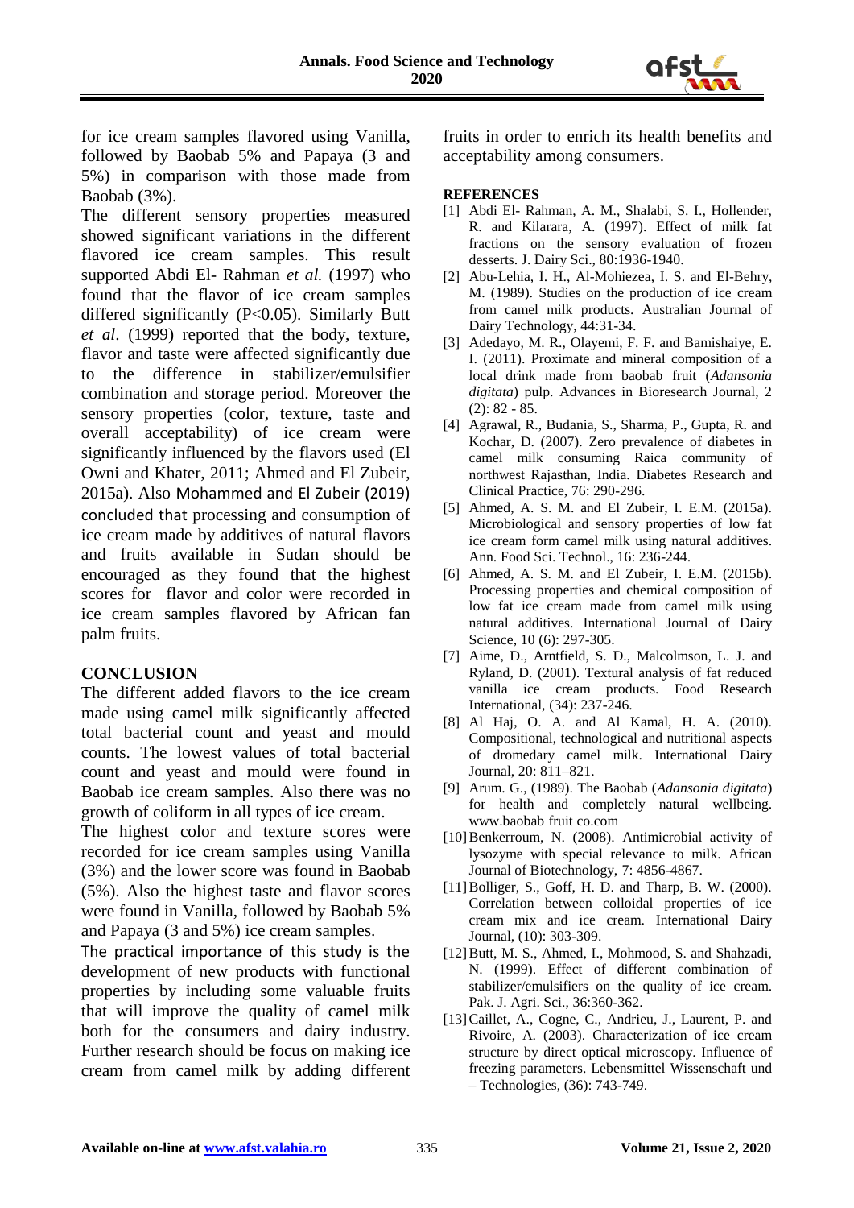for ice cream samples flavored using Vanilla, followed by Baobab 5% and Papaya (3 and 5%) in comparison with those made from Baobab (3%).

The different sensory properties measured showed significant variations in the different flavored ice cream samples. This result supported Abdi El- Rahman *et al.* (1997) who found that the flavor of ice cream samples differed significantly ($P<0.05$). Similarly Butt *et al*. (1999) reported that the body, texture, flavor and taste were affected significantly due to the difference in stabilizer/emulsifier combination and storage period. Moreover the sensory properties (color, texture, taste and overall acceptability) of ice cream were significantly influenced by the flavors used (El Owni and Khater, 2011; Ahmed and El Zubeir, 2015a). Also Mohammed and El Zubeir (2019) concluded that processing and consumption of ice cream made by additives of natural flavors and fruits available in Sudan should be encouraged as they found that the highest scores for flavor and color were recorded in ice cream samples flavored by African fan palm fruits.

## CONCLUSION

The different added flavors to the ice cream made using camel milk significantly affected total bacterial count and yeast and mould counts. The lowest values of total bacterial count and yeast and mould were found in Baobab ice cream samples. Also there was no growth of coliform in all types of ice cream.

The highest color and texture scores were recorded for ice cream samples using Vanilla (3%) and the lower score was found in Baobab (5%). Also the highest taste and flavor scores were found in Vanilla, followed by Baobab 5% and Papaya (3 and 5%) ice cream samples.

The practical importance of this study is the development of new products with functional properties by including some valuable fruits that will improve the quality of camel milk both for the consumers and dairy industry. Further research should be focus on making ice cream from camel milk by adding different fruits in order to enrich its health benefits and acceptability among consumers.

## REFERENCES

[1] Abdi El- Rahman, A. M., Shalabi, S. I., Hollender, R. and Kilarara, A. (1997). Effect of milk fat fractions on the sensory evaluation of frozen desserts. J. Dairy Sci., 80:1936-1940.

[2] Abu-Lehia, I. H., Al-Mohiezea, I. S. and El-Behry, M. (1989). Studies on the production of ice cream from camel milk products. Australian Journal of Dairy Technology, 44:31-34.

[3] Adedayo, M. R., Olayemi, F. F. and Bamishaiye, E. I. (2011). Proximate and mineral composition of a local drink made from baobab fruit (*Adansonia digitata*) pulp. Advances in Bioresearch Journal, 2 (2): 82 - 85.

[4] Agrawal, R., Budania, S., Sharma, P., Gupta, R. and Kochar, D. (2007). Zero prevalence of diabetes in camel milk consuming Raica community of northwest Rajasthan, India. Diabetes Research and Clinical Practice, 76: 290-296.

[5] Ahmed, A. S. M. and El Zubeir, I. E.M. (2015a). Microbiological and sensory properties of low fat ice cream form camel milk using natural additives. Ann. Food Sci. Technol., 16: 236-244.

[6] Ahmed, A. S. M. and El Zubeir, I. E.M. (2015b). Processing properties and chemical composition of low fat ice cream made from camel milk using natural additives. International Journal of Dairy Science, 10 (6): 297-305.

[7] Aime, D., Arntfield, S. D., Malcolmson, L. J. and Ryland, D. (2001). Textural analysis of fat reduced vanilla ice cream products. Food Research International, (34): 237-246.

[8] Al Haj, O. A. and Al Kamal, H. A. (2010). Compositional, technological and nutritional aspects of dromedary camel milk. International Dairy Journal, 20: 811–821.

[9] Arum. G., (1989). The Baobab (*Adansonia digitata*) for health and completely natural wellbeing. www.baobab fruit co.com

[10] Benkerroum, N. (2008). Antimicrobial activity of lysozyme with special relevance to milk. African Journal of Biotechnology, 7: 4856-4867.

[11] Bolliger, S., Goff, H. D. and Tharp, B. W. (2000). Correlation between colloidal properties of ice cream mix and ice cream. International Dairy Journal, (10): 303-309.

[12] Butt, M. S., Ahmed, I., Mohmood, S. and Shahzadi, N. (1999). Effect of different combination of stabilizer/emulsifiers on the quality of ice cream. Pak. J. Agri. Sci., 36:360-362.

[13] Caillet, A., Cogne, C., Andrieu, J., Laurent, P. and Rivoire, A. (2003). Characterization of ice cream structure by direct optical microscopy. Influence of freezing parameters. Lebensmittel Wissenschaft und – Technologies, (36): 743-749.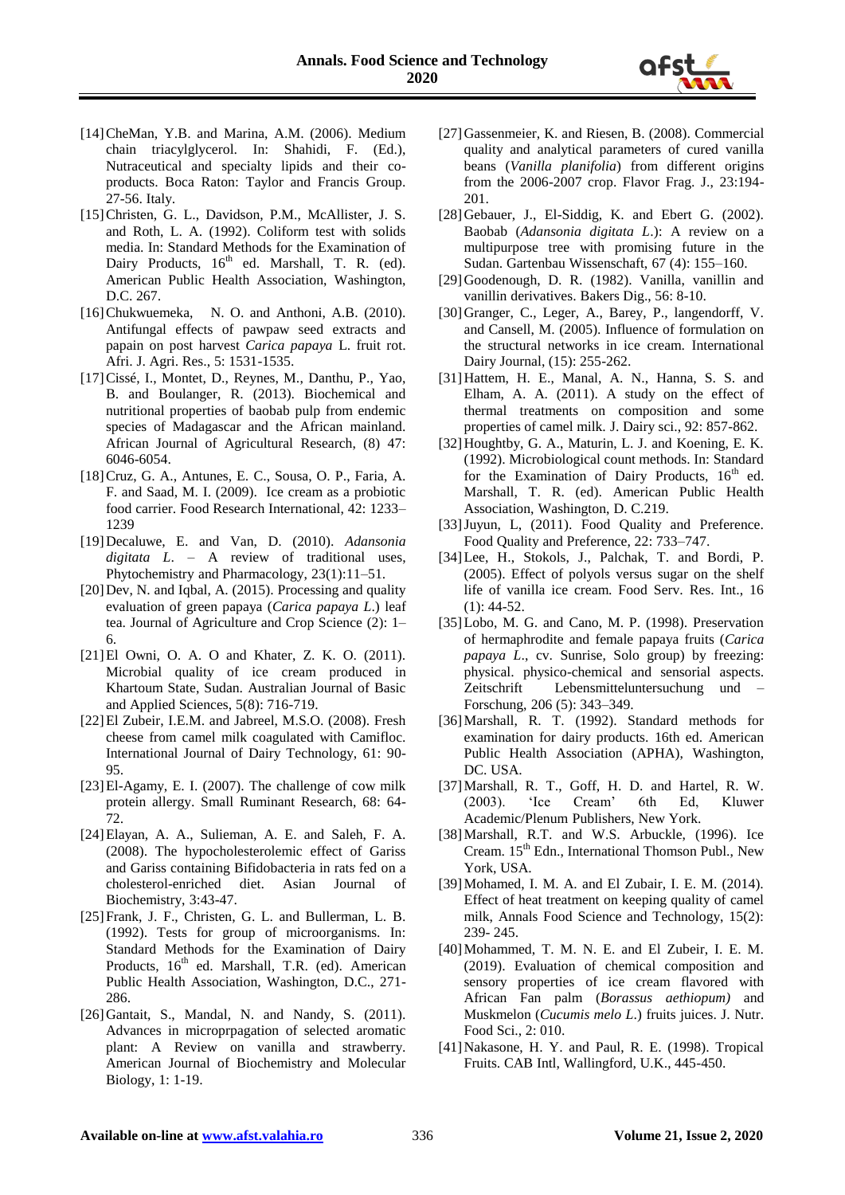[14] CheMan, Y.B. and Marina, A.M. (2006). Medium chain triacylglycerol. In: Shahidi, F. (Ed.), Nutraceutical and specialty lipids and their co-products. Boca Raton: Taylor and Francis Group. 27-56. Italy.

[15] Christen, G. L., Davidson, P.M., McAllister, J. S. and Roth, L. A. (1992). Coliform test with solids media. In: Standard Methods for the Examination of Dairy Products, 16th ed. Marshall, T. R. (ed). American Public Health Association, Washington, D.C. 267.

[16] Chukwuemeka, N. O. and Anthoni, A.B. (2010). Antifungal effects of pawpaw seed extracts and papain on post harvest *Carica papaya* L. fruit rot. Afri. J. Agri. Res., 5: 1531-1535.

[17] Cissé, I., Montet, D., Reynes, M., Danthu, P., Yao, B. and Boulanger, R. (2013). Biochemical and nutritional properties of baobab pulp from endemic species of Madagascar and the African mainland. African Journal of Agricultural Research, (8) 47: 6046-6054.

[18] Cruz, G. A., Antunes, E. C., Sousa, O. P., Faria, A. F. and Saad, M. I. (2009). Ice cream as a probiotic food carrier. Food Research International, 42: 1233–1239

[19] Decaluwe, E. and Van, D. (2010). *Adansonia digitata L.* – A review of traditional uses, Phytochemistry and Pharmacology, 23(1):11–51.

[20] Dev, N. and Iqbal, A. (2015). Processing and quality evaluation of green papaya (*Carica papaya L.*) leaf tea. Journal of Agriculture and Crop Science (2): 1–6.

[21] El Owni, O. A. O and Khater, Z. K. O. (2011). Microbial quality of ice cream produced in Khartoum State, Sudan. Australian Journal of Basic and Applied Sciences, 5(8): 716-719.

[22] El Zubeir, I.E.M. and Jabreel, M.S.O. (2008). Fresh cheese from camel milk coagulated with Camifloc. International Journal of Dairy Technology, 61: 90-95.

[23] El-Agamy, E. I. (2007). The challenge of cow milk protein allergy. Small Ruminant Research, 68: 64-72.

[24] Elayan, A. A., Sulieman, A. E. and Saleh, F. A. (2008). The hypocholesterolemic effect of Gariss and Gariss containing Bifidobacteria in rats fed on a cholesterol-enriched diet. Asian Journal of Biochemistry, 3:43-47.

[25] Frank, J. F., Christen, G. L. and Bullerman, L. B. (1992). Tests for group of microorganisms. In: Standard Methods for the Examination of Dairy Products, 16th ed. Marshall, T.R. (ed). American Public Health Association, Washington, D.C., 271-286.

[26] Gantait, S., Mandal, N. and Nandy, S. (2011). Advances in microprpagation of selected aromatic plant: A Review on vanilla and strawberry. American Journal of Biochemistry and Molecular Biology, 1: 1-19.

[27] Gassenmeier, K. and Riesen, B. (2008). Commercial quality and analytical parameters of cured vanilla beans (*Vanilla planifolia*) from different origins from the 2006-2007 crop. Flavor Frag. J., 23:194-201.

[28] Gebauer, J., El-Siddig, K. and Ebert G. (2002). Baobab (*Adansonia digitata L.*): A review on a multipurpose tree with promising future in the Sudan. Gartenbau Wissenschaft, 67 (4): 155–160.

[29] Goodenough, D. R. (1982). Vanilla, vanillin and vanillin derivatives. Bakers Dig., 56: 8-10.

[30] Granger, C., Leger, A., Barey, P., langendorff, V. and Cansell, M. (2005). Influence of formulation on the structural networks in ice cream. International Dairy Journal, (15): 255-262.

[31] Hattem, H. E., Manal, A. N., Hanna, S. S. and Elham, A. A. (2011). A study on the effect of thermal treatments on composition and some properties of camel milk. J. Dairy sci., 92: 857-862.

[32] Houghtby, G. A., Maturin, L. J. and Koening, E. K. (1992). Microbiological count methods. In: Standard for the Examination of Dairy Products, 16th ed. Marshall, T. R. (ed). American Public Health Association, Washington, D. C.219.

[33] Juyun, L, (2011). Food Quality and Preference. Food Quality and Preference, 22: 733–747.

[34] Lee, H., Stokols, J., Palchak, T. and Bordi, P. (2005). Effect of polyols versus sugar on the shelf life of vanilla ice cream. Food Serv. Res. Int., 16 (1): 44-52.

[35] Lobo, M. G. and Cano, M. P. (1998). Preservation of hermaphrodite and female papaya fruits (*Carica papaya L.*, cv. Sunrise, Solo group) by freezing: physical. physico-chemical and sensorial aspects. Zeitschrift Lebensmitteluntersuchung und – Forschung, 206 (5): 343–349.

[36] Marshall, R. T. (1992). Standard methods for examination of dairy products. 16th ed. American Public Health Association (APHA), Washington, DC. USA.

[37] Marshall, R. T., Goff, H. D. and Hartel, R. W. (2003). 'Ice Cream' 6th Ed, Kluwer Academic/Plenum Publishers, New York.

[38] Marshall, R.T. and W.S. Arbuckle, (1996). Ice Cream. 15th Edn., International Thomson Publ., New York, USA.

[39] Mohamed, I. M. A. and El Zubair, I. E. M. (2014). Effect of heat treatment on keeping quality of camel milk, Annals Food Science and Technology, 15(2): 239- 245.

[40] Mohammed, T. M. N. E. and El Zubeir, I. E. M. (2019). Evaluation of chemical composition and sensory properties of ice cream flavored with African Fan palm (*Borassus aethiopum)* and Muskmelon (*Cucumis melo L.*) fruits juices. J. Nutr. Food Sci., 2: 010.

[41] Nakasone, H. Y. and Paul, R. E. (1998). Tropical Fruits. CAB Intl, Wallingford, U.K., 445-450.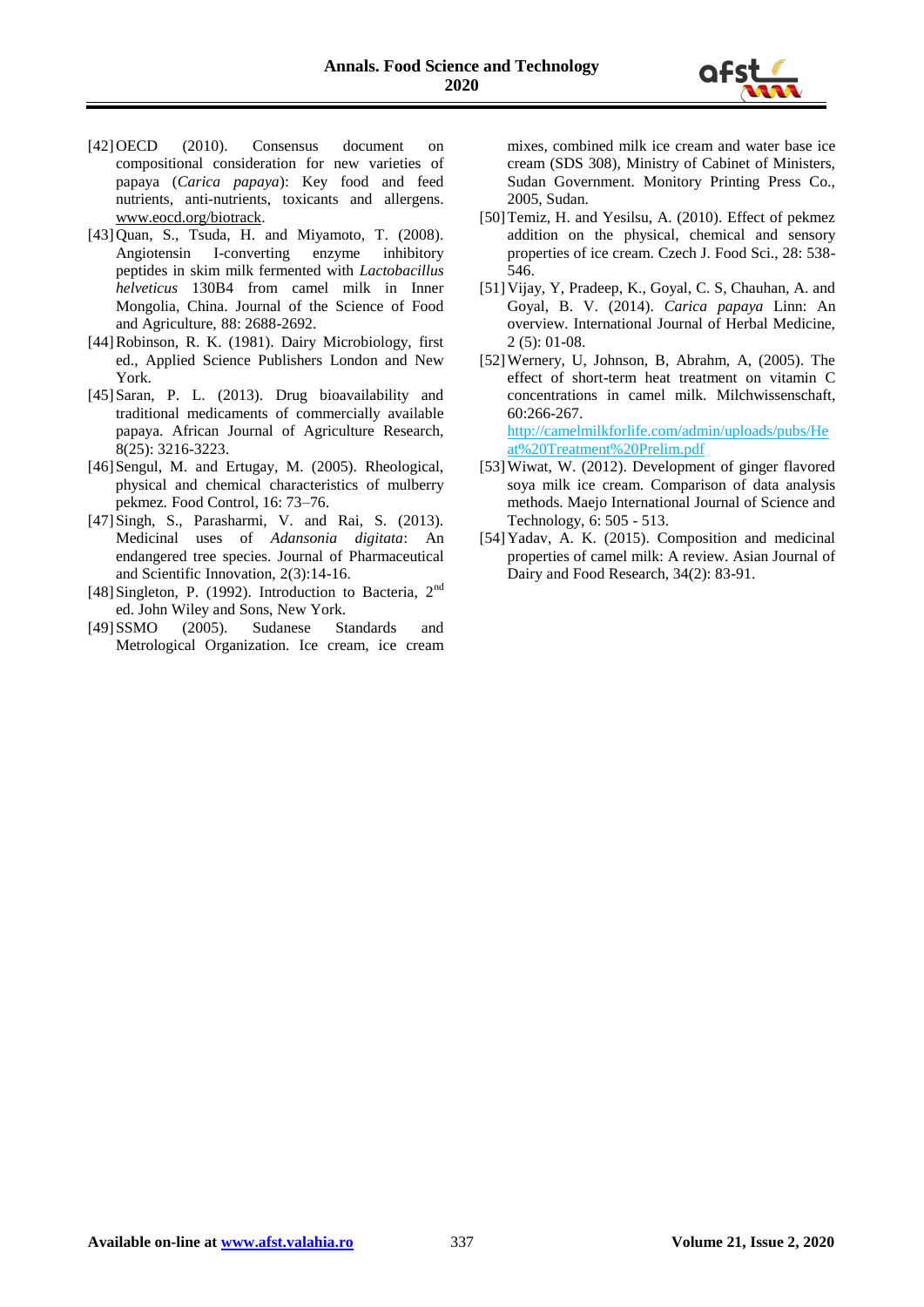[42] OECD (2010). Consensus document on compositional consideration for new varieties of papaya (*Carica papaya*): Key food and feed nutrients, anti-nutrients, toxicants and allergens. www.eocd.org/biotrack.

[43] Quan, S., Tsuda, H. and Miyamoto, T. (2008). Angiotensin I-converting enzyme inhibitory peptides in skim milk fermented with *Lactobacillus helveticus* 130B4 from camel milk in Inner Mongolia, China. Journal of the Science of Food and Agriculture, 88: 2688-2692.

[44] Robinson, R. K. (1981). Dairy Microbiology, first ed., Applied Science Publishers London and New York.

[45] Saran, P. L. (2013). Drug bioavailability and traditional medicaments of commercially available papaya. African Journal of Agriculture Research, 8(25): 3216-3223.

[46] Sengul, M. and Ertugay, M. (2005). Rheological, physical and chemical characteristics of mulberry pekmez. Food Control, 16: 73–76.

[47] Singh, S., Parasharmi, V. and Rai, S. (2013). Medicinal uses of *Adansonia digitata*: An endangered tree species. Journal of Pharmaceutical and Scientific Innovation, 2(3):14-16.

[48] Singleton, P. (1992). Introduction to Bacteria, 2nd ed. John Wiley and Sons, New York.

[49] SSMO (2005). Sudanese Standards and Metrological Organization. Ice cream, ice cream mixes, combined milk ice cream and water base ice cream (SDS 308), Ministry of Cabinet of Ministers, Sudan Government. Monitory Printing Press Co., 2005, Sudan.

[50] Temiz, H. and Yesilsu, A. (2010). Effect of pekmez addition on the physical, chemical and sensory properties of ice cream. Czech J. Food Sci., 28: 538-546.

[51] Vijay, Y, Pradeep, K., Goyal, C. S, Chauhan, A. and Goyal, B. V. (2014). *Carica papaya* Linn: An overview. International Journal of Herbal Medicine, 2 (5): 01-08.

[52] Wernery, U, Johnson, B, Abrahm, A, (2005). The effect of short-term heat treatment on vitamin C concentrations in camel milk. Milchwissenschaft, 60:266-267. http://camelmilkforlife.com/admin/uploads/pubs/Heat%20Treatment%20Prelim.pdf

[53] Wiwat, W. (2012). Development of ginger flavored soya milk ice cream. Comparison of data analysis methods. Maejo International Journal of Science and Technology, 6: 505 - 513.

[54] Yadav, A. K. (2015). Composition and medicinal properties of camel milk: A review. Asian Journal of Dairy and Food Research, 34(2): 83-91.